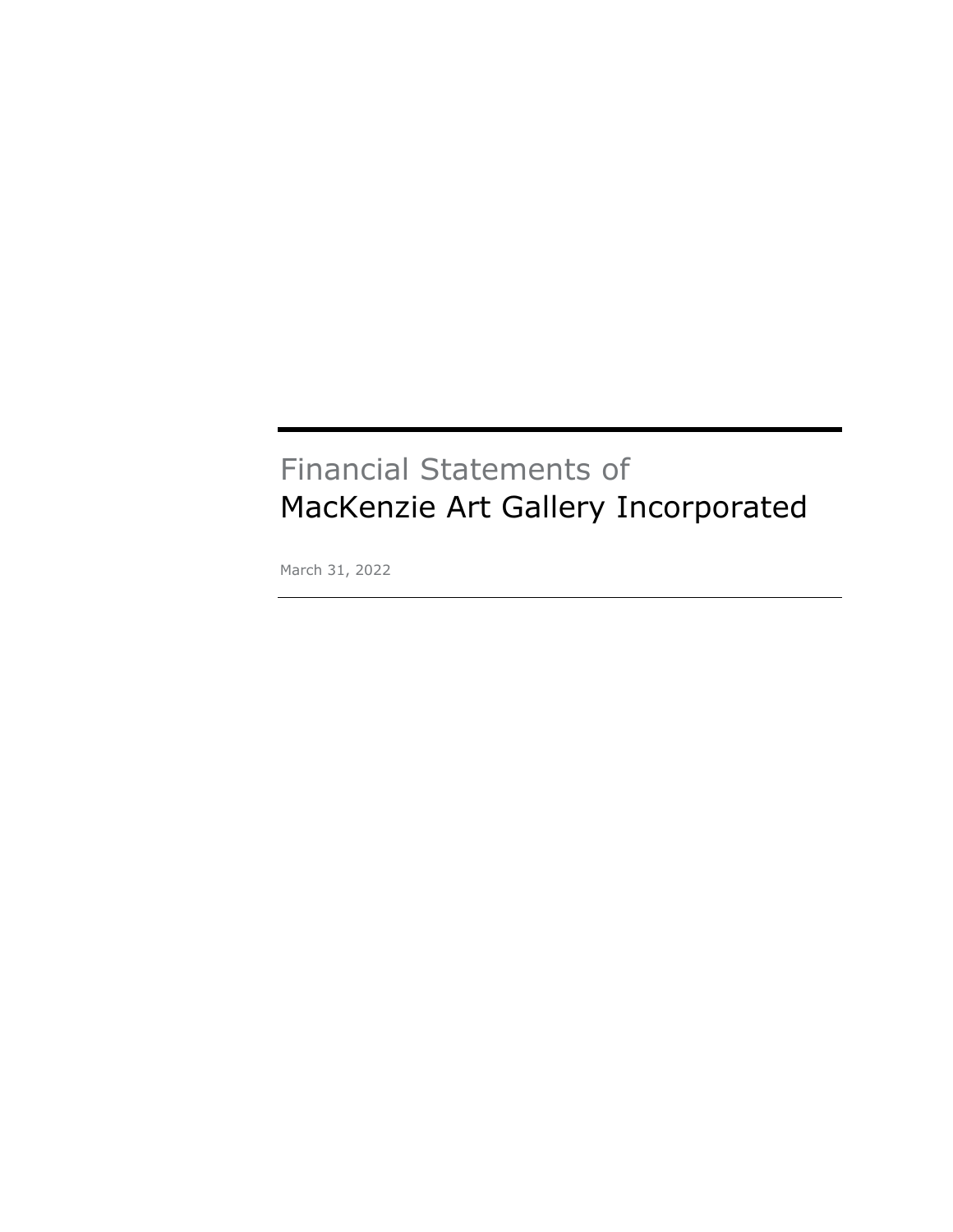# Financial Statements of
# MacKenzie Art Gallery Incorporated

March 31, 2022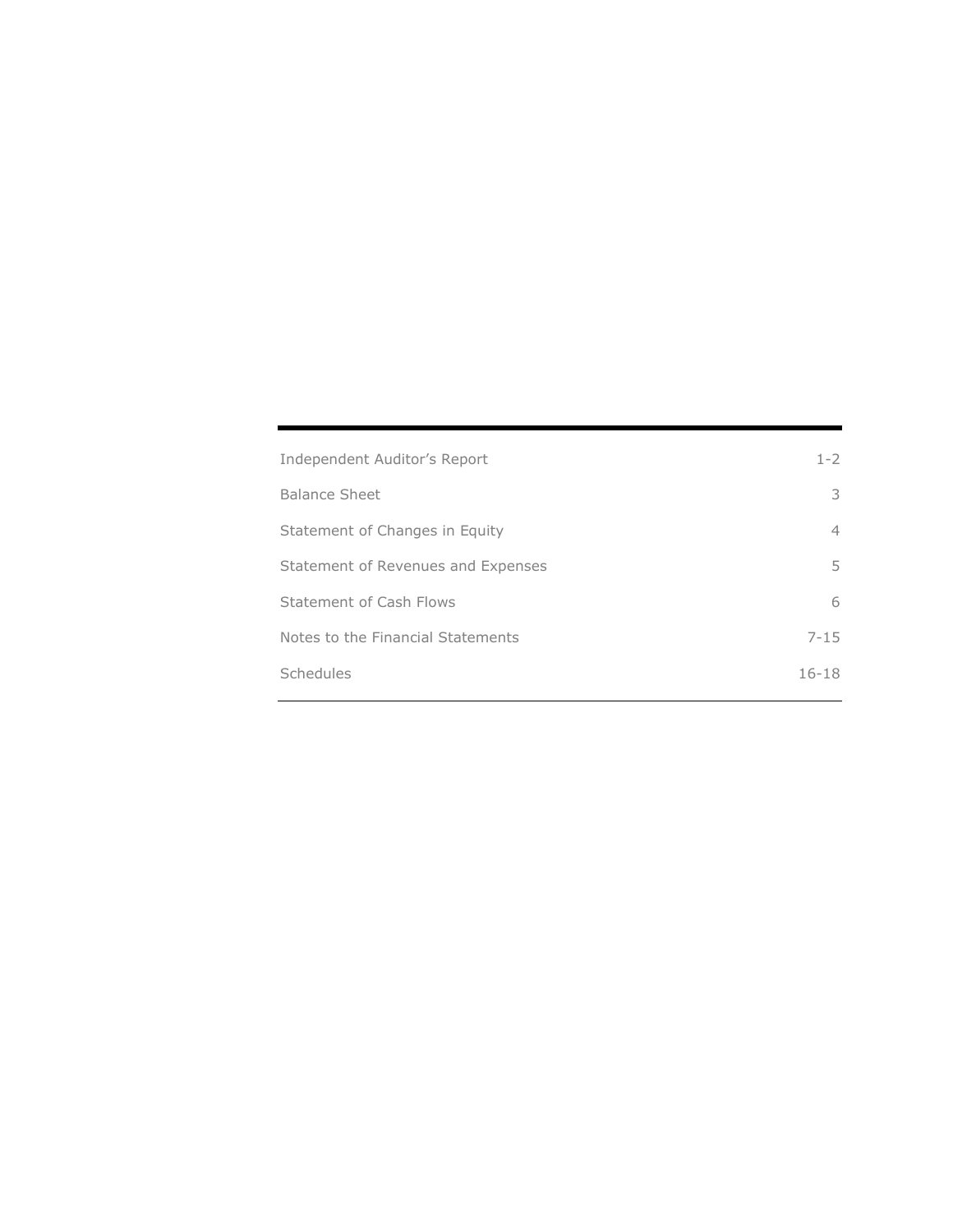| | |
|---|---|
| Independent Auditor's Report | 1-2 |
| Balance Sheet | 3 |
| Statement of Changes in Equity | 4 |
| Statement of Revenues and Expenses | 5 |
| Statement of Cash Flows | 6 |
| Notes to the Financial Statements | 7-15 |
| Schedules | 16-18 |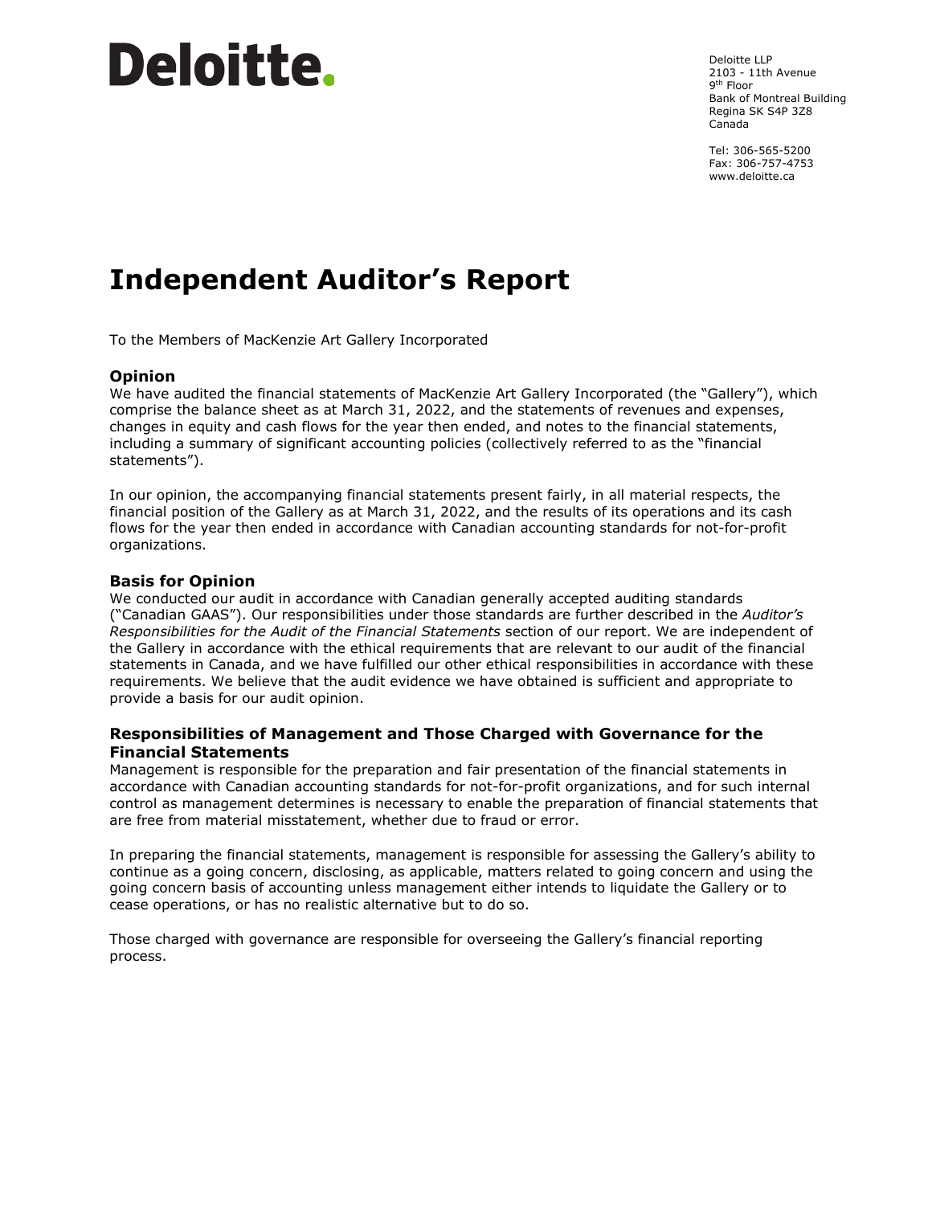Deloitte.

Deloitte LLP
2103 - 11th Avenue
9th Floor
Bank of Montreal Building
Regina SK S4P 3Z8
Canada

Tel: 306-565-5200
Fax: 306-757-4753
www.deloitte.ca

# Independent Auditor's Report

To the Members of MacKenzie Art Gallery Incorporated

### Opinion

We have audited the financial statements of MacKenzie Art Gallery Incorporated (the "Gallery"), which comprise the balance sheet as at March 31, 2022, and the statements of revenues and expenses, changes in equity and cash flows for the year then ended, and notes to the financial statements, including a summary of significant accounting policies (collectively referred to as the "financial statements").

In our opinion, the accompanying financial statements present fairly, in all material respects, the financial position of the Gallery as at March 31, 2022, and the results of its operations and its cash flows for the year then ended in accordance with Canadian accounting standards for not-for-profit organizations.

### Basis for Opinion

We conducted our audit in accordance with Canadian generally accepted auditing standards ("Canadian GAAS"). Our responsibilities under those standards are further described in the *Auditor's Responsibilities for the Audit of the Financial Statements* section of our report. We are independent of the Gallery in accordance with the ethical requirements that are relevant to our audit of the financial statements in Canada, and we have fulfilled our other ethical responsibilities in accordance with these requirements. We believe that the audit evidence we have obtained is sufficient and appropriate to provide a basis for our audit opinion.

### Responsibilities of Management and Those Charged with Governance for the Financial Statements

Management is responsible for the preparation and fair presentation of the financial statements in accordance with Canadian accounting standards for not-for-profit organizations, and for such internal control as management determines is necessary to enable the preparation of financial statements that are free from material misstatement, whether due to fraud or error.

In preparing the financial statements, management is responsible for assessing the Gallery's ability to continue as a going concern, disclosing, as applicable, matters related to going concern and using the going concern basis of accounting unless management either intends to liquidate the Gallery or to cease operations, or has no realistic alternative but to do so.

Those charged with governance are responsible for overseeing the Gallery's financial reporting process.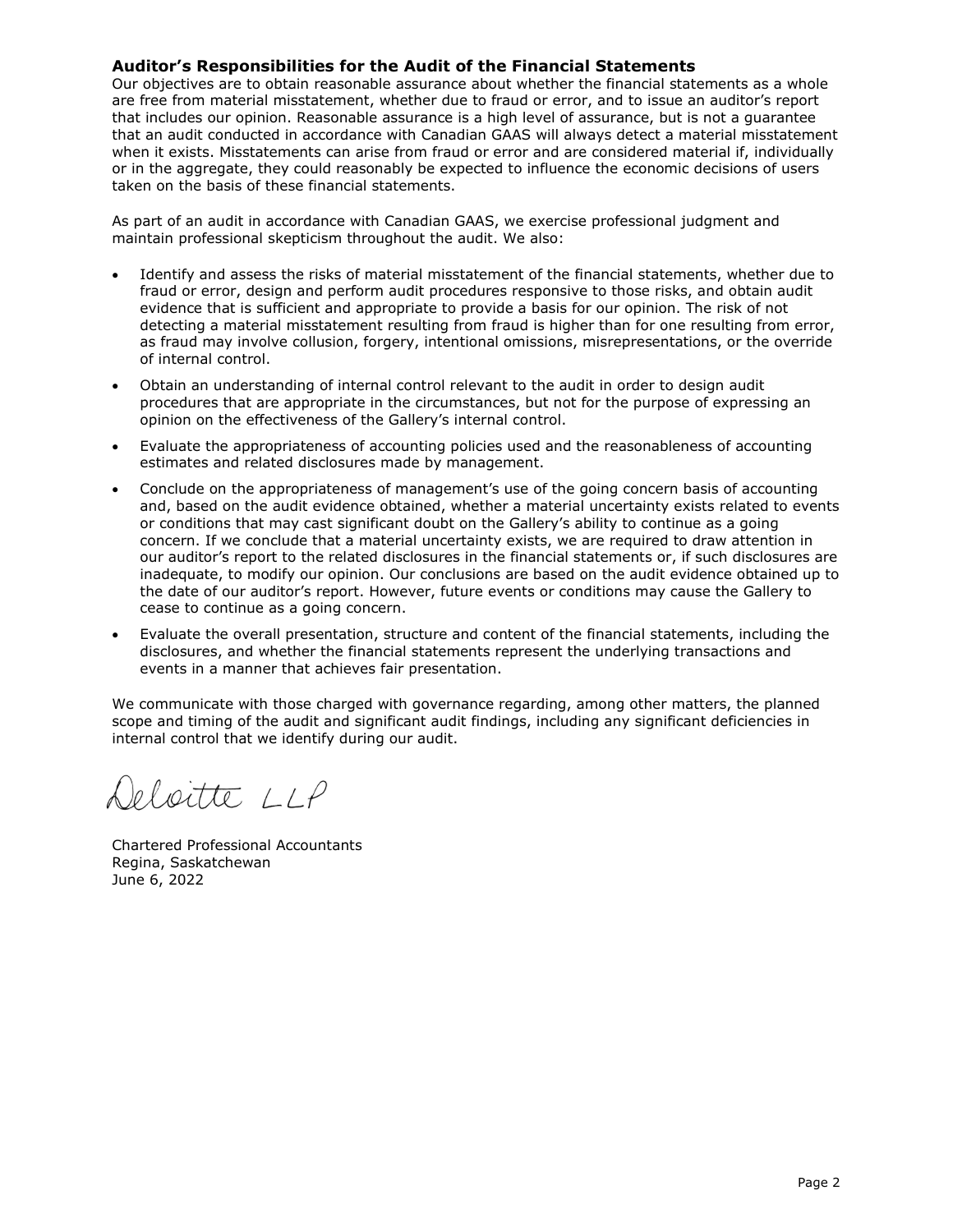## Auditor's Responsibilities for the Audit of the Financial Statements

Our objectives are to obtain reasonable assurance about whether the financial statements as a whole are free from material misstatement, whether due to fraud or error, and to issue an auditor's report that includes our opinion. Reasonable assurance is a high level of assurance, but is not a guarantee that an audit conducted in accordance with Canadian GAAS will always detect a material misstatement when it exists. Misstatements can arise from fraud or error and are considered material if, individually or in the aggregate, they could reasonably be expected to influence the economic decisions of users taken on the basis of these financial statements.

As part of an audit in accordance with Canadian GAAS, we exercise professional judgment and maintain professional skepticism throughout the audit. We also:

- Identify and assess the risks of material misstatement of the financial statements, whether due to fraud or error, design and perform audit procedures responsive to those risks, and obtain audit evidence that is sufficient and appropriate to provide a basis for our opinion. The risk of not detecting a material misstatement resulting from fraud is higher than for one resulting from error, as fraud may involve collusion, forgery, intentional omissions, misrepresentations, or the override of internal control.
- Obtain an understanding of internal control relevant to the audit in order to design audit procedures that are appropriate in the circumstances, but not for the purpose of expressing an opinion on the effectiveness of the Gallery's internal control.
- Evaluate the appropriateness of accounting policies used and the reasonableness of accounting estimates and related disclosures made by management.
- Conclude on the appropriateness of management's use of the going concern basis of accounting and, based on the audit evidence obtained, whether a material uncertainty exists related to events or conditions that may cast significant doubt on the Gallery's ability to continue as a going concern. If we conclude that a material uncertainty exists, we are required to draw attention in our auditor's report to the related disclosures in the financial statements or, if such disclosures are inadequate, to modify our opinion. Our conclusions are based on the audit evidence obtained up to the date of our auditor's report. However, future events or conditions may cause the Gallery to cease to continue as a going concern.
- Evaluate the overall presentation, structure and content of the financial statements, including the disclosures, and whether the financial statements represent the underlying transactions and events in a manner that achieves fair presentation.

We communicate with those charged with governance regarding, among other matters, the planned scope and timing of the audit and significant audit findings, including any significant deficiencies in internal control that we identify during our audit.

Deloitte LLP

Chartered Professional Accountants
Regina, Saskatchewan
June 6, 2022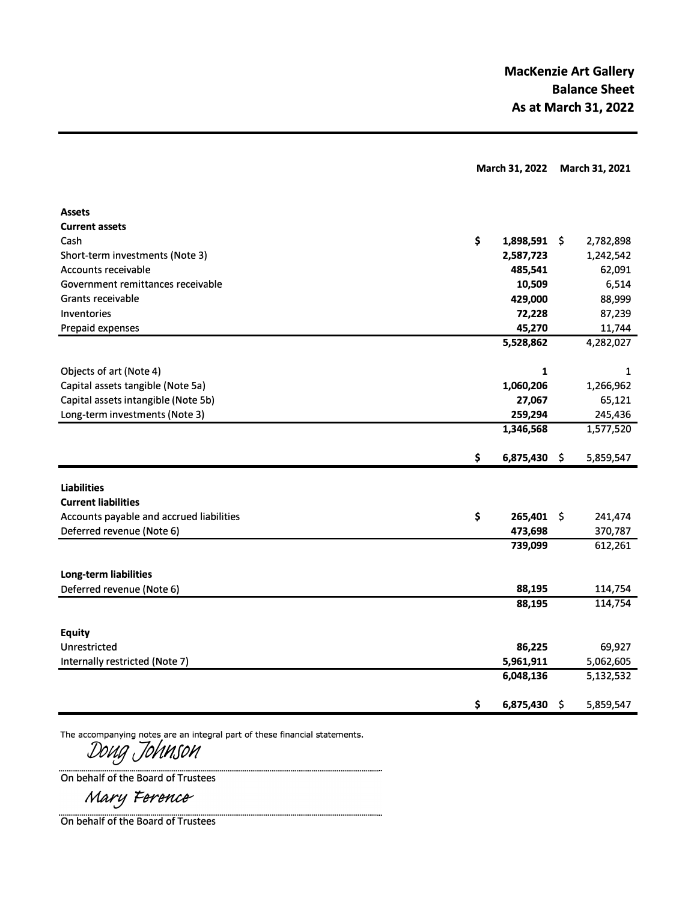# MacKenzie Art Gallery
## Balance Sheet
## As at March 31, 2022

| | March 31, 2022 | March 31, 2021 |
|---|---|---|
| **Assets** | | |
| **Current assets** | | |
| Cash | $ **1,898,591** | $ 2,782,898 |
| Short-term investments (Note 3) | **2,587,723** | 1,242,542 |
| Accounts receivable | **485,541** | 62,091 |
| Government remittances receivable | **10,509** | 6,514 |
| Grants receivable | **429,000** | 88,999 |
| Inventories | **72,228** | 87,239 |
| Prepaid expenses | **45,270** | 11,744 |
| | **5,528,862** | 4,282,027 |
| Objects of art (Note 4) | **1** | 1 |
| Capital assets tangible (Note 5a) | **1,060,206** | 1,266,962 |
| Capital assets intangible (Note 5b) | **27,067** | 65,121 |
| Long-term investments (Note 3) | **259,294** | 245,436 |
| | **1,346,568** | 1,577,520 |
| | $ **6,875,430** | $ 5,859,547 |
| **Liabilities** | | |
| **Current liabilities** | | |
| Accounts payable and accrued liabilities | $ **265,401** | $ 241,474 |
| Deferred revenue (Note 6) | **473,698** | 370,787 |
| | **739,099** | 612,261 |
| **Long-term liabilities** | | |
| Deferred revenue (Note 6) | **88,195** | 114,754 |
| | **88,195** | 114,754 |
| **Equity** | | |
| Unrestricted | **86,225** | 69,927 |
| Internally restricted (Note 7) | **5,961,911** | 5,062,605 |
| | **6,048,136** | 5,132,532 |
| | $ **6,875,430** | $ 5,859,547 |

The accompanying notes are an integral part of these financial statements.

*Doug Johnson*

On behalf of the Board of Trustees

*Mary Ference*

On behalf of the Board of Trustees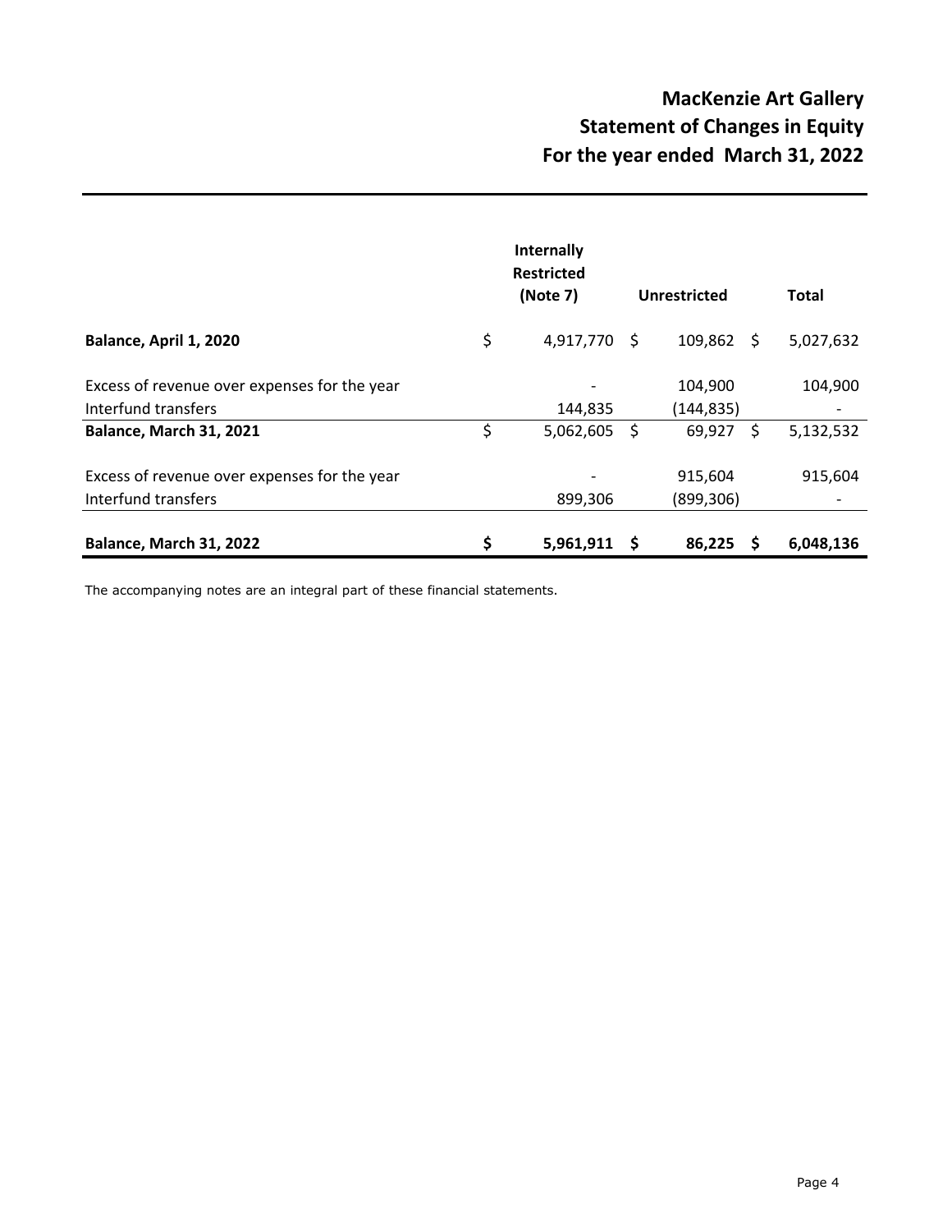# MacKenzie Art Gallery
## Statement of Changes in Equity
## For the year ended March 31, 2022

| | Internally Restricted (Note 7) | Unrestricted | Total |
|---|---|---|---|
| **Balance, April 1, 2020** | $ 4,917,770 | $ 109,862 | $ 5,027,632 |
| Excess of revenue over expenses for the year | - | 104,900 | 104,900 |
| Interfund transfers | 144,835 | (144,835) | - |
| **Balance, March 31, 2021** | $ 5,062,605 | $ 69,927 | $ 5,132,532 |
| Excess of revenue over expenses for the year | - | 915,604 | 915,604 |
| Interfund transfers | 899,306 | (899,306) | - |
| **Balance, March 31, 2022** | **$ 5,961,911** | **$ 86,225** | **$ 6,048,136** |

The accompanying notes are an integral part of these financial statements.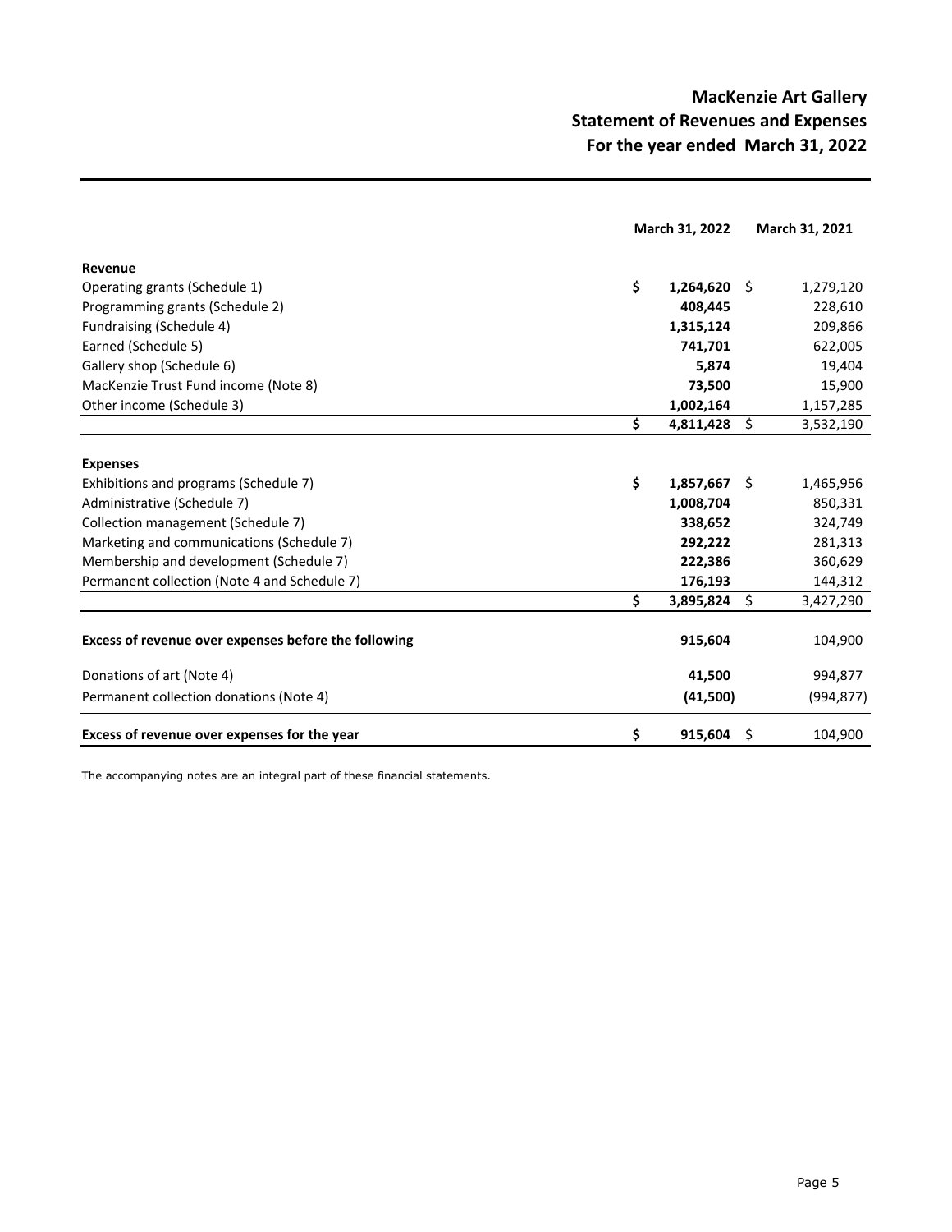# MacKenzie Art Gallery
## Statement of Revenues and Expenses
## For the year ended March 31, 2022

| | March 31, 2022 | March 31, 2021 |
|---|---|---|
| **Revenue** | | |
| Operating grants (Schedule 1) | **$ 1,264,620** | $ 1,279,120 |
| Programming grants (Schedule 2) | **408,445** | 228,610 |
| Fundraising (Schedule 4) | **1,315,124** | 209,866 |
| Earned (Schedule 5) | **741,701** | 622,005 |
| Gallery shop (Schedule 6) | **5,874** | 19,404 |
| MacKenzie Trust Fund income (Note 8) | **73,500** | 15,900 |
| Other income (Schedule 3) | **1,002,164** | 1,157,285 |
| | **$ 4,811,428** | $ 3,532,190 |
| **Expenses** | | |
| Exhibitions and programs (Schedule 7) | **$ 1,857,667** | $ 1,465,956 |
| Administrative (Schedule 7) | **1,008,704** | 850,331 |
| Collection management (Schedule 7) | **338,652** | 324,749 |
| Marketing and communications (Schedule 7) | **292,222** | 281,313 |
| Membership and development (Schedule 7) | **222,386** | 360,629 |
| Permanent collection (Note 4 and Schedule 7) | **176,193** | 144,312 |
| | **$ 3,895,824** | $ 3,427,290 |
| **Excess of revenue over expenses before the following** | **915,604** | 104,900 |
| Donations of art (Note 4) | **41,500** | 994,877 |
| Permanent collection donations (Note 4) | **(41,500)** | (994,877) |
| **Excess of revenue over expenses for the year** | **$ 915,604** | $ 104,900 |

The accompanying notes are an integral part of these financial statements.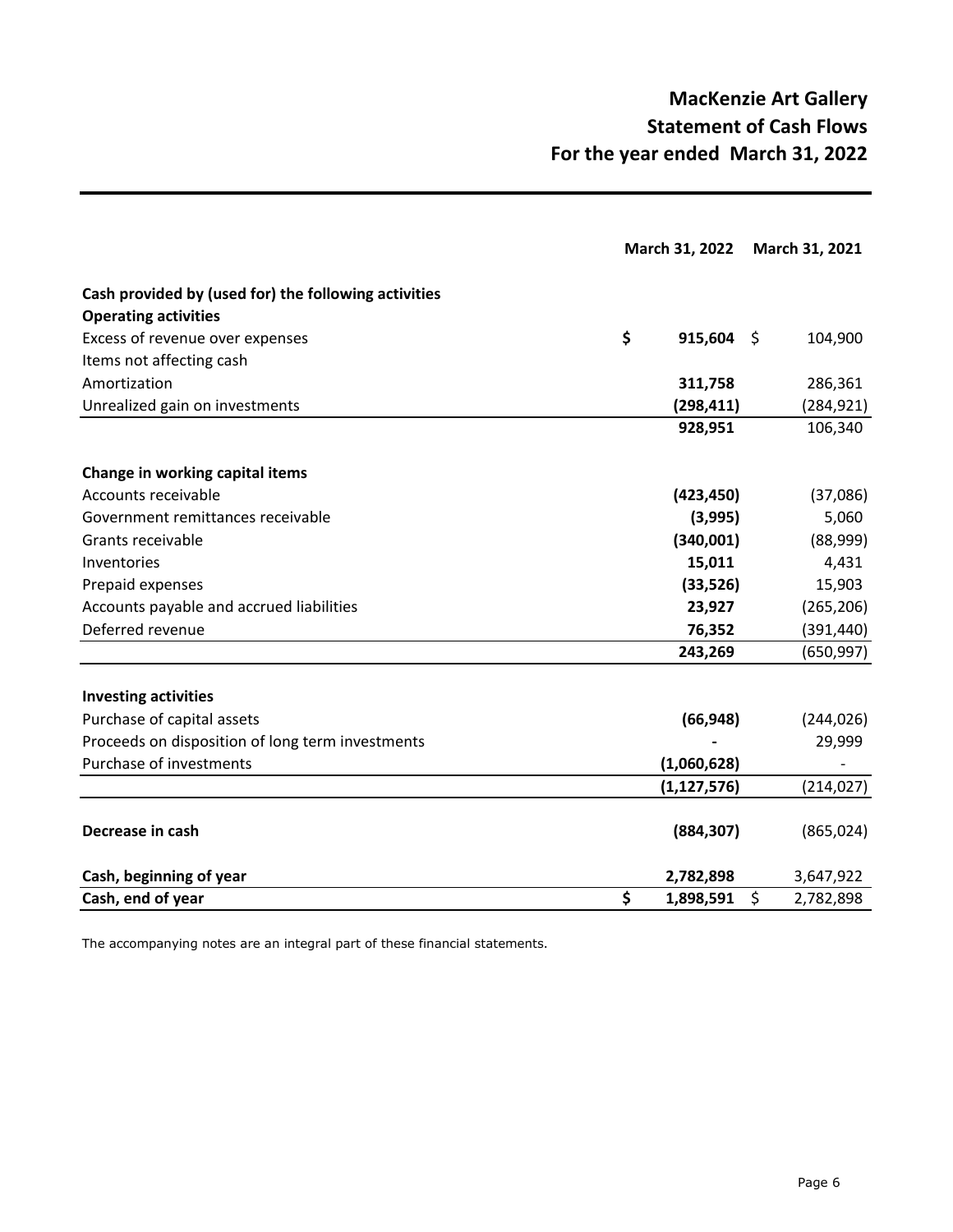# MacKenzie Art Gallery
## Statement of Cash Flows
### For the year ended March 31, 2022

| | March 31, 2022 | March 31, 2021 |
|---|---|---|
| **Cash provided by (used for) the following activities** | | |
| **Operating activities** | | |
| Excess of revenue over expenses | $ **915,604** | $ 104,900 |
| Items not affecting cash | | |
| Amortization | **311,758** | 286,361 |
| Unrealized gain on investments | **(298,411)** | (284,921) |
| | **928,951** | 106,340 |
| **Change in working capital items** | | |
| Accounts receivable | **(423,450)** | (37,086) |
| Government remittances receivable | **(3,995)** | 5,060 |
| Grants receivable | **(340,001)** | (88,999) |
| Inventories | **15,011** | 4,431 |
| Prepaid expenses | **(33,526)** | 15,903 |
| Accounts payable and accrued liabilities | **23,927** | (265,206) |
| Deferred revenue | **76,352** | (391,440) |
| | **243,269** | (650,997) |
| **Investing activities** | | |
| Purchase of capital assets | **(66,948)** | (244,026) |
| Proceeds on disposition of long term investments | **-** | 29,999 |
| Purchase of investments | **(1,060,628)** | - |
| | **(1,127,576)** | (214,027) |
| **Decrease in cash** | **(884,307)** | (865,024) |
| **Cash, beginning of year** | **2,782,898** | 3,647,922 |
| **Cash, end of year** | $ **1,898,591** | $ 2,782,898 |

The accompanying notes are an integral part of these financial statements.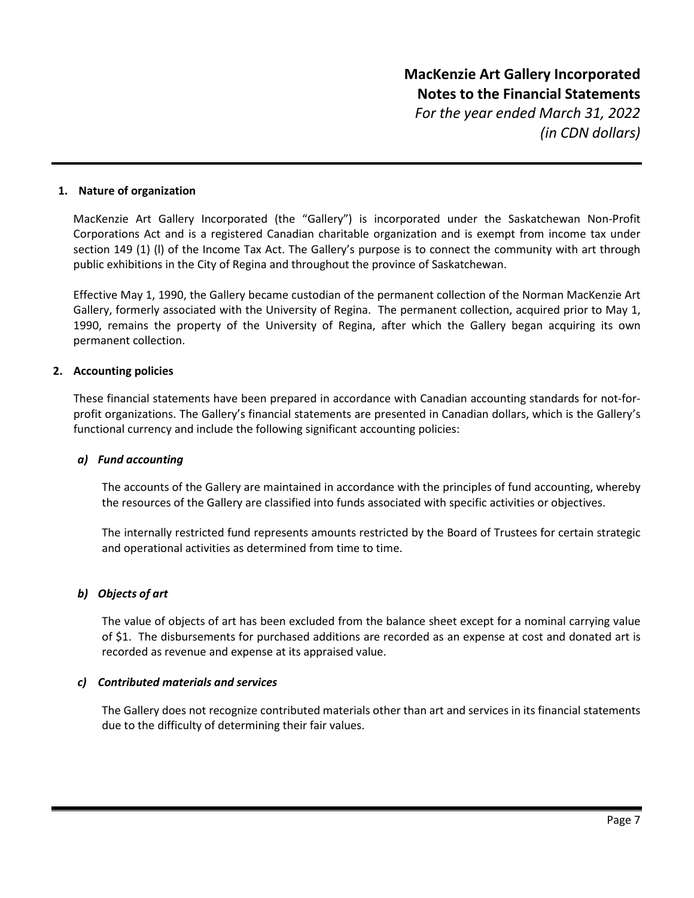# MacKenzie Art Gallery Incorporated
## Notes to the Financial Statements
*For the year ended March 31, 2022*
*(in CDN dollars)*

### 1. Nature of organization

MacKenzie Art Gallery Incorporated (the "Gallery") is incorporated under the Saskatchewan Non-Profit Corporations Act and is a registered Canadian charitable organization and is exempt from income tax under section 149 (1) (l) of the Income Tax Act. The Gallery's purpose is to connect the community with art through public exhibitions in the City of Regina and throughout the province of Saskatchewan.

Effective May 1, 1990, the Gallery became custodian of the permanent collection of the Norman MacKenzie Art Gallery, formerly associated with the University of Regina. The permanent collection, acquired prior to May 1, 1990, remains the property of the University of Regina, after which the Gallery began acquiring its own permanent collection.

### 2. Accounting policies

These financial statements have been prepared in accordance with Canadian accounting standards for not-for-profit organizations. The Gallery's financial statements are presented in Canadian dollars, which is the Gallery's functional currency and include the following significant accounting policies:

#### *a) Fund accounting*

The accounts of the Gallery are maintained in accordance with the principles of fund accounting, whereby the resources of the Gallery are classified into funds associated with specific activities or objectives.

The internally restricted fund represents amounts restricted by the Board of Trustees for certain strategic and operational activities as determined from time to time.

#### *b) Objects of art*

The value of objects of art has been excluded from the balance sheet except for a nominal carrying value of $1. The disbursements for purchased additions are recorded as an expense at cost and donated art is recorded as revenue and expense at its appraised value.

#### *c) Contributed materials and services*

The Gallery does not recognize contributed materials other than art and services in its financial statements due to the difficulty of determining their fair values.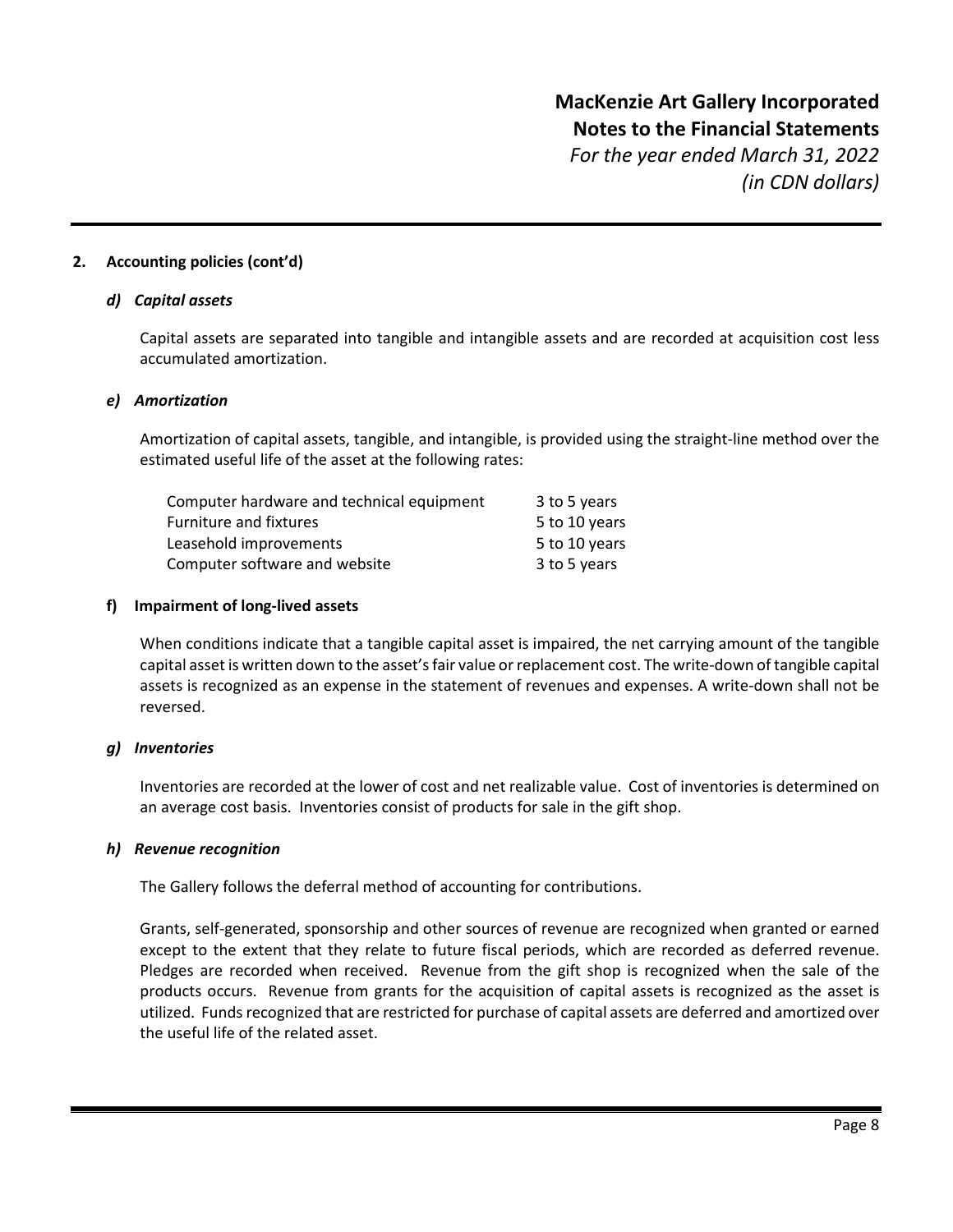## 2. Accounting policies (cont'd)

### *d) Capital assets*

Capital assets are separated into tangible and intangible assets and are recorded at acquisition cost less accumulated amortization.

### *e) Amortization*

Amortization of capital assets, tangible, and intangible, is provided using the straight-line method over the estimated useful life of the asset at the following rates:

| | |
|---|---|
| Computer hardware and technical equipment | 3 to 5 years |
| Furniture and fixtures | 5 to 10 years |
| Leasehold improvements | 5 to 10 years |
| Computer software and website | 3 to 5 years |

### f) Impairment of long-lived assets

When conditions indicate that a tangible capital asset is impaired, the net carrying amount of the tangible capital asset is written down to the asset's fair value or replacement cost. The write-down of tangible capital assets is recognized as an expense in the statement of revenues and expenses. A write-down shall not be reversed.

### *g) Inventories*

Inventories are recorded at the lower of cost and net realizable value. Cost of inventories is determined on an average cost basis. Inventories consist of products for sale in the gift shop.

### *h) Revenue recognition*

The Gallery follows the deferral method of accounting for contributions.

Grants, self-generated, sponsorship and other sources of revenue are recognized when granted or earned except to the extent that they relate to future fiscal periods, which are recorded as deferred revenue. Pledges are recorded when received. Revenue from the gift shop is recognized when the sale of the products occurs. Revenue from grants for the acquisition of capital assets is recognized as the asset is utilized. Funds recognized that are restricted for purchase of capital assets are deferred and amortized over the useful life of the related asset.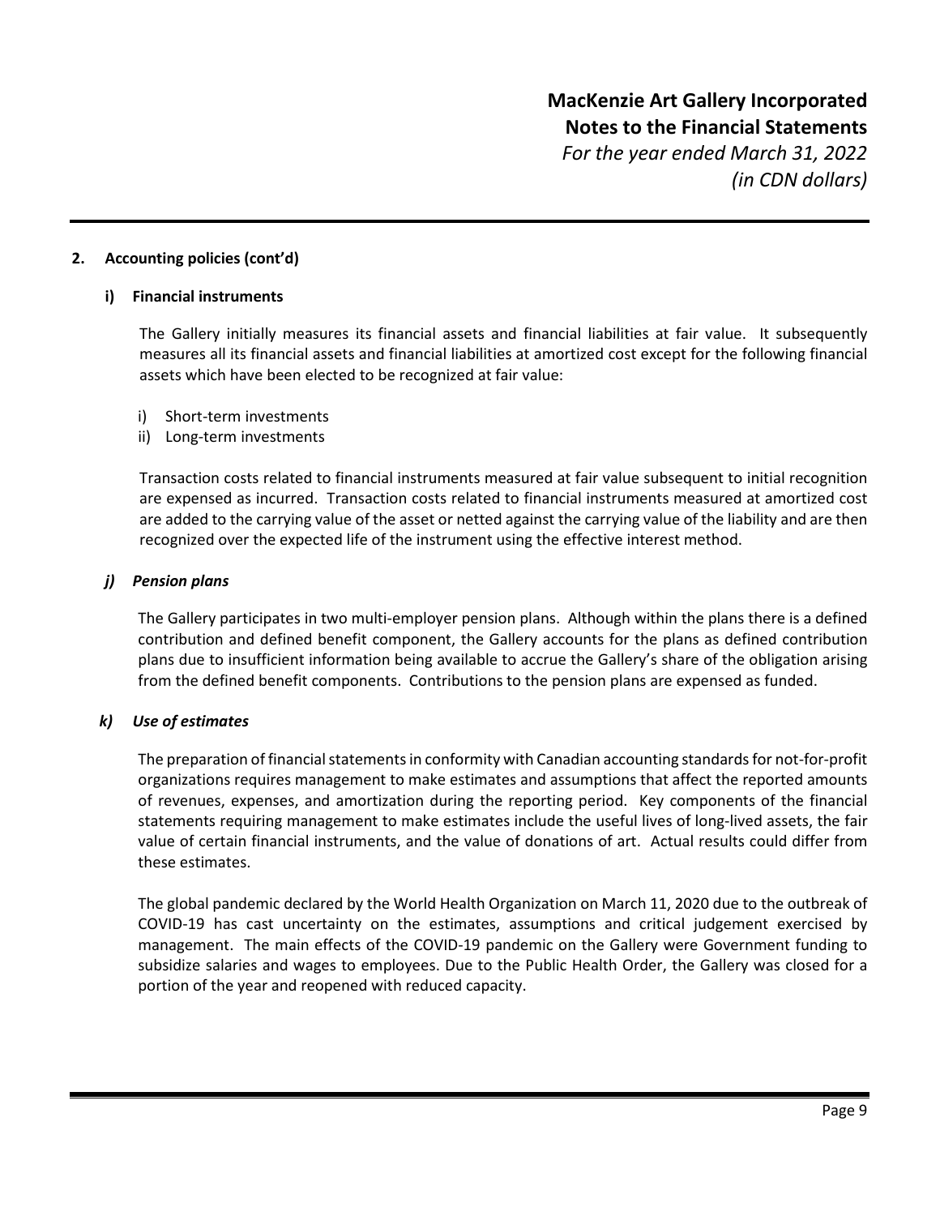## 2. Accounting policies (cont'd)

### i) Financial instruments

The Gallery initially measures its financial assets and financial liabilities at fair value. It subsequently measures all its financial assets and financial liabilities at amortized cost except for the following financial assets which have been elected to be recognized at fair value:

i) Short-term investments
ii) Long-term investments

Transaction costs related to financial instruments measured at fair value subsequent to initial recognition are expensed as incurred. Transaction costs related to financial instruments measured at amortized cost are added to the carrying value of the asset or netted against the carrying value of the liability and are then recognized over the expected life of the instrument using the effective interest method.

### *j) Pension plans*

The Gallery participates in two multi-employer pension plans. Although within the plans there is a defined contribution and defined benefit component, the Gallery accounts for the plans as defined contribution plans due to insufficient information being available to accrue the Gallery's share of the obligation arising from the defined benefit components. Contributions to the pension plans are expensed as funded.

### *k) Use of estimates*

The preparation of financial statements in conformity with Canadian accounting standards for not-for-profit organizations requires management to make estimates and assumptions that affect the reported amounts of revenues, expenses, and amortization during the reporting period. Key components of the financial statements requiring management to make estimates include the useful lives of long-lived assets, the fair value of certain financial instruments, and the value of donations of art. Actual results could differ from these estimates.

The global pandemic declared by the World Health Organization on March 11, 2020 due to the outbreak of COVID-19 has cast uncertainty on the estimates, assumptions and critical judgement exercised by management. The main effects of the COVID-19 pandemic on the Gallery were Government funding to subsidize salaries and wages to employees. Due to the Public Health Order, the Gallery was closed for a portion of the year and reopened with reduced capacity.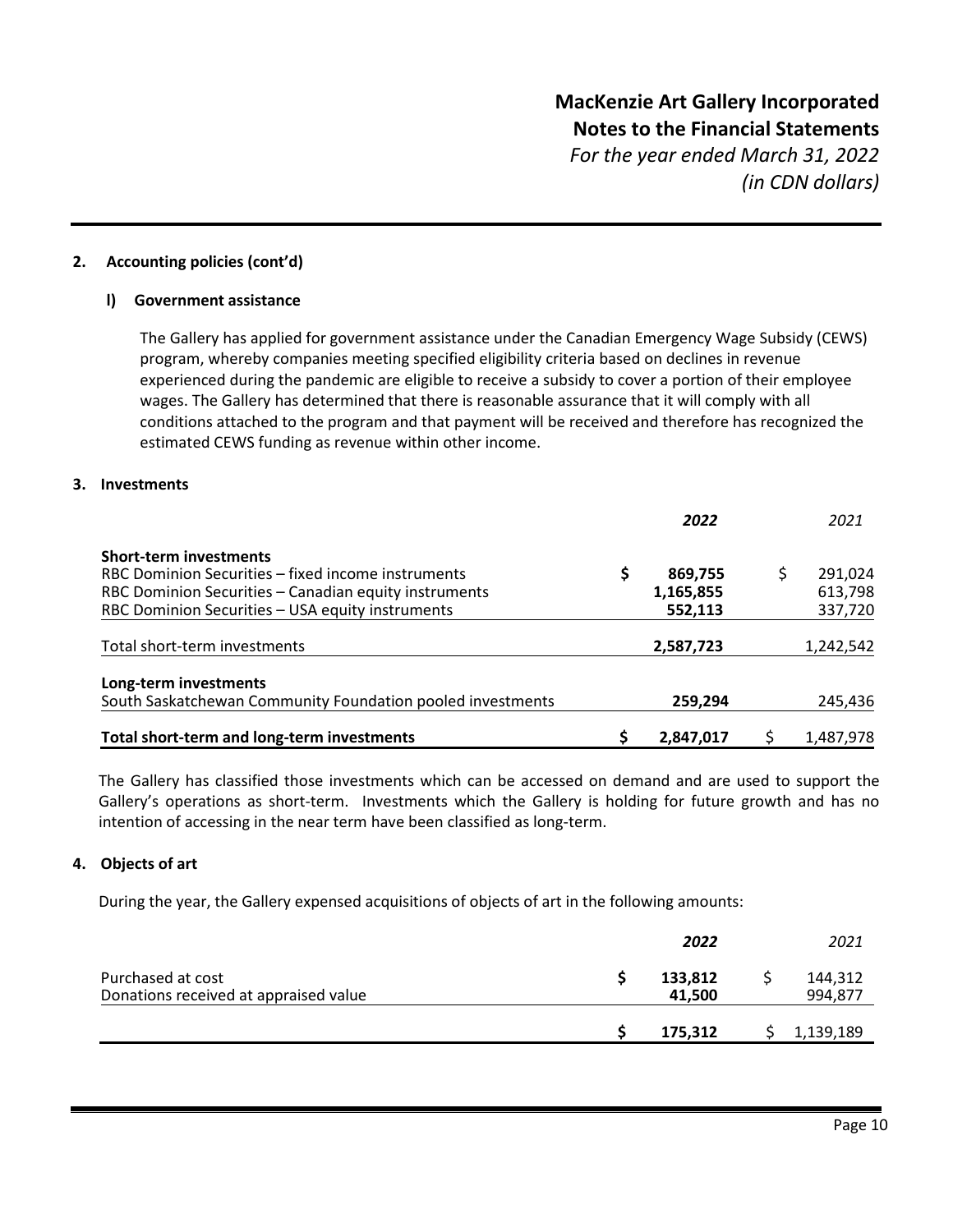## 2. Accounting policies (cont'd)

### l) Government assistance

The Gallery has applied for government assistance under the Canadian Emergency Wage Subsidy (CEWS) program, whereby companies meeting specified eligibility criteria based on declines in revenue experienced during the pandemic are eligible to receive a subsidy to cover a portion of their employee wages. The Gallery has determined that there is reasonable assurance that it will comply with all conditions attached to the program and that payment will be received and therefore has recognized the estimated CEWS funding as revenue within other income.

## 3. Investments

| | ***2022*** | *2021* |
|---|---|---|
| **Short-term investments** | | |
| RBC Dominion Securities – fixed income instruments | **$ 869,755** | $ 291,024 |
| RBC Dominion Securities – Canadian equity instruments | **1,165,855** | 613,798 |
| RBC Dominion Securities – USA equity instruments | **552,113** | 337,720 |
| Total short-term investments | **2,587,723** | 1,242,542 |
| **Long-term investments** | | |
| South Saskatchewan Community Foundation pooled investments | **259,294** | 245,436 |
| **Total short-term and long-term investments** | **$ 2,847,017** | $ 1,487,978 |

The Gallery has classified those investments which can be accessed on demand and are used to support the Gallery's operations as short-term. Investments which the Gallery is holding for future growth and has no intention of accessing in the near term have been classified as long-term.

## 4. Objects of art

During the year, the Gallery expensed acquisitions of objects of art in the following amounts:

| | ***2022*** | *2021* |
|---|---|---|
| Purchased at cost | **$ 133,812** | $ 144,312 |
| Donations received at appraised value | **41,500** | 994,877 |
| | **$ 175,312** | $ 1,139,189 |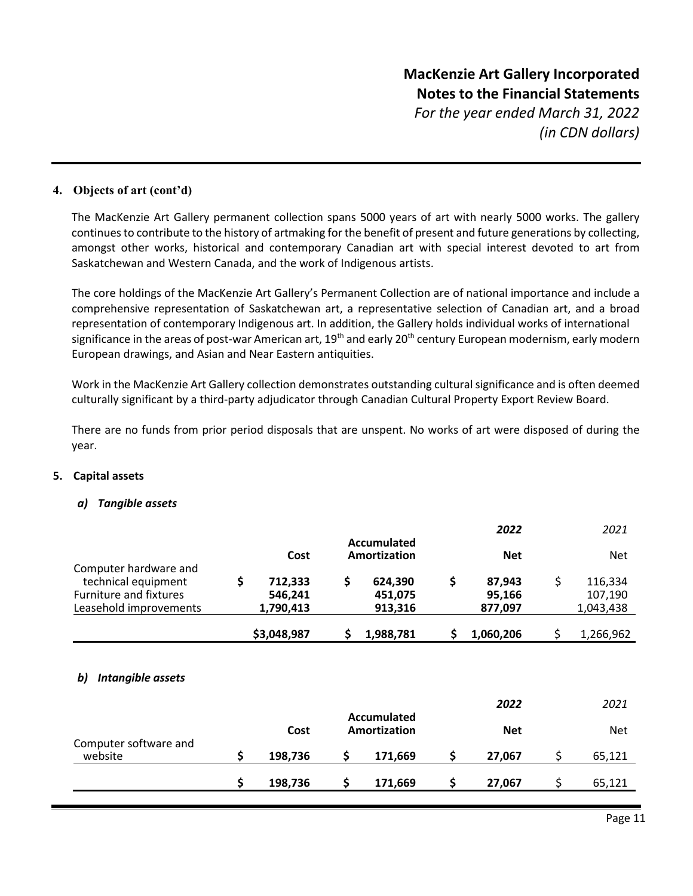## 4. Objects of art (cont'd)

The MacKenzie Art Gallery permanent collection spans 5000 years of art with nearly 5000 works. The gallery continues to contribute to the history of artmaking for the benefit of present and future generations by collecting, amongst other works, historical and contemporary Canadian art with special interest devoted to art from Saskatchewan and Western Canada, and the work of Indigenous artists.

The core holdings of the MacKenzie Art Gallery's Permanent Collection are of national importance and include a comprehensive representation of Saskatchewan art, a representative selection of Canadian art, and a broad representation of contemporary Indigenous art. In addition, the Gallery holds individual works of international significance in the areas of post-war American art, 19th and early 20th century European modernism, early modern European drawings, and Asian and Near Eastern antiquities.

Work in the MacKenzie Art Gallery collection demonstrates outstanding cultural significance and is often deemed culturally significant by a third-party adjudicator through Canadian Cultural Property Export Review Board.

There are no funds from prior period disposals that are unspent. No works of art were disposed of during the year.

## 5. Capital assets

### *a) Tangible assets*

| | Cost | Accumulated Amortization | *2022* Net | *2021* Net |
|---|---|---|---|---|
| Computer hardware and technical equipment | $ 712,333 | $ 624,390 | $ 87,943 | $ 116,334 |
| Furniture and fixtures | 546,241 | 451,075 | 95,166 | 107,190 |
| Leasehold improvements | 1,790,413 | 913,316 | 877,097 | 1,043,438 |
| | **$3,048,987** | **$ 1,988,781** | **$ 1,060,206** | $ 1,266,962 |

### *b) Intangible assets*

| | Cost | Accumulated Amortization | *2022* Net | *2021* Net |
|---|---|---|---|---|
| Computer software and website | $ 198,736 | $ 171,669 | $ 27,067 | $ 65,121 |
| | **$ 198,736** | **$ 171,669** | **$ 27,067** | $ 65,121 |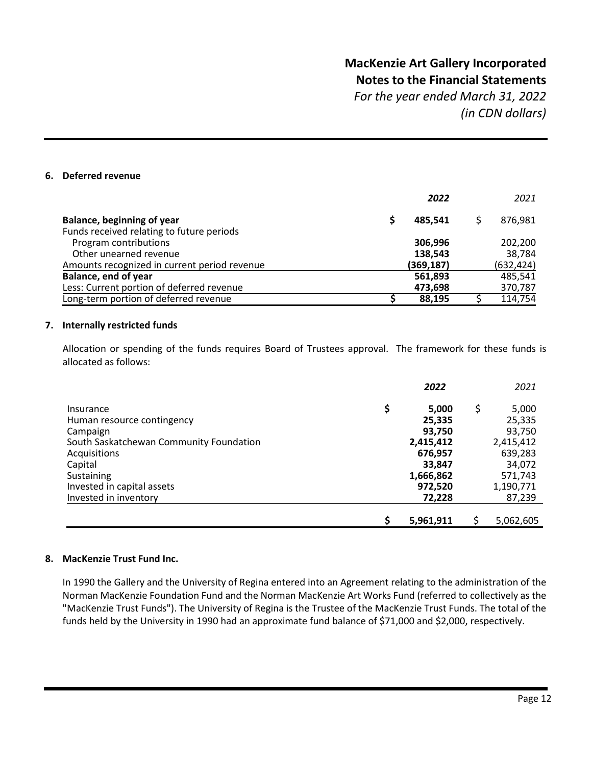## 6. Deferred revenue

| | 2022 | 2021 |
|---|---|---|
| **Balance, beginning of year** | **$ 485,541** | $ 876,981 |
| Funds received relating to future periods | | |
| Program contributions | **306,996** | 202,200 |
| Other unearned revenue | **138,543** | 38,784 |
| Amounts recognized in current period revenue | **(369,187)** | (632,424) |
| **Balance, end of year** | **561,893** | 485,541 |
| Less: Current portion of deferred revenue | **473,698** | 370,787 |
| Long-term portion of deferred revenue | **$ 88,195** | $ 114,754 |

## 7. Internally restricted funds

Allocation or spending of the funds requires Board of Trustees approval. The framework for these funds is allocated as follows:

| | 2022 | 2021 |
|---|---|---|
| Insurance | **$ 5,000** | $ 5,000 |
| Human resource contingency | **25,335** | 25,335 |
| Campaign | **93,750** | 93,750 |
| South Saskatchewan Community Foundation | **2,415,412** | 2,415,412 |
| Acquisitions | **676,957** | 639,283 |
| Capital | **33,847** | 34,072 |
| Sustaining | **1,666,862** | 571,743 |
| Invested in capital assets | **972,520** | 1,190,771 |
| Invested in inventory | **72,228** | 87,239 |
| | **$ 5,961,911** | $ 5,062,605 |

## 8. MacKenzie Trust Fund Inc.

In 1990 the Gallery and the University of Regina entered into an Agreement relating to the administration of the Norman MacKenzie Foundation Fund and the Norman MacKenzie Art Works Fund (referred to collectively as the "MacKenzie Trust Funds"). The University of Regina is the Trustee of the MacKenzie Trust Funds. The total of the funds held by the University in 1990 had an approximate fund balance of $71,000 and $2,000, respectively.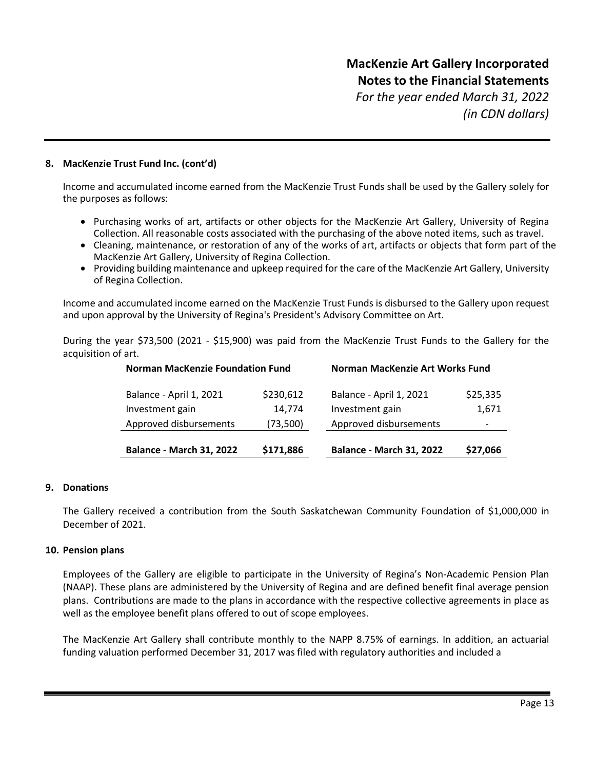### 8. MacKenzie Trust Fund Inc. (cont'd)

Income and accumulated income earned from the MacKenzie Trust Funds shall be used by the Gallery solely for the purposes as follows:

- Purchasing works of art, artifacts or other objects for the MacKenzie Art Gallery, University of Regina Collection. All reasonable costs associated with the purchasing of the above noted items, such as travel.
- Cleaning, maintenance, or restoration of any of the works of art, artifacts or objects that form part of the MacKenzie Art Gallery, University of Regina Collection.
- Providing building maintenance and upkeep required for the care of the MacKenzie Art Gallery, University of Regina Collection.

Income and accumulated income earned on the MacKenzie Trust Funds is disbursed to the Gallery upon request and upon approval by the University of Regina's President's Advisory Committee on Art.

During the year $73,500 (2021 - $15,900) was paid from the MacKenzie Trust Funds to the Gallery for the acquisition of art.

| **Norman MacKenzie Foundation Fund** | | **Norman MacKenzie Art Works Fund** | |
|---|---|---|---|
| Balance - April 1, 2021 | $230,612 | Balance - April 1, 2021 | $25,335 |
| Investment gain | 14,774 | Investment gain | 1,671 |
| Approved disbursements | (73,500) | Approved disbursements | - |
| **Balance - March 31, 2022** | **$171,886** | **Balance - March 31, 2022** | **$27,066** |

### 9. Donations

The Gallery received a contribution from the South Saskatchewan Community Foundation of $1,000,000 in December of 2021.

### 10. Pension plans

Employees of the Gallery are eligible to participate in the University of Regina's Non-Academic Pension Plan (NAAP). These plans are administered by the University of Regina and are defined benefit final average pension plans. Contributions are made to the plans in accordance with the respective collective agreements in place as well as the employee benefit plans offered to out of scope employees.

The MacKenzie Art Gallery shall contribute monthly to the NAPP 8.75% of earnings. In addition, an actuarial funding valuation performed December 31, 2017 was filed with regulatory authorities and included a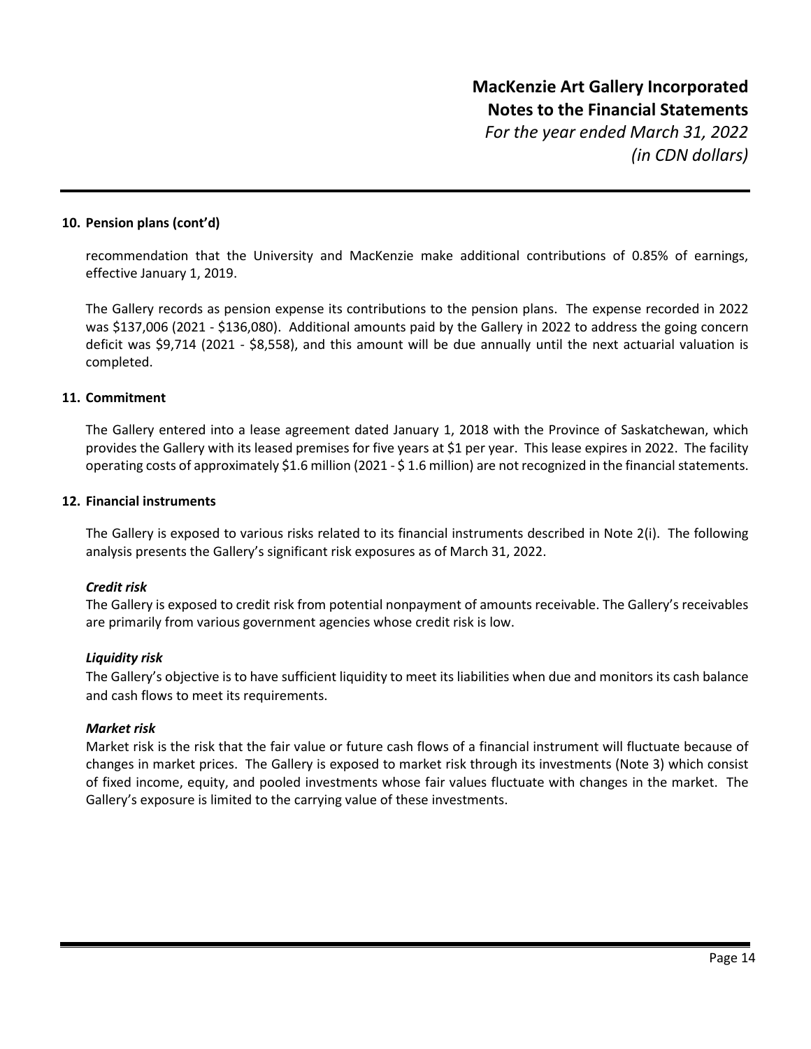### 10. Pension plans (cont'd)

recommendation that the University and MacKenzie make additional contributions of 0.85% of earnings, effective January 1, 2019.

The Gallery records as pension expense its contributions to the pension plans. The expense recorded in 2022 was $137,006 (2021 - $136,080). Additional amounts paid by the Gallery in 2022 to address the going concern deficit was $9,714 (2021 - $8,558), and this amount will be due annually until the next actuarial valuation is completed.

### 11. Commitment

The Gallery entered into a lease agreement dated January 1, 2018 with the Province of Saskatchewan, which provides the Gallery with its leased premises for five years at $1 per year. This lease expires in 2022. The facility operating costs of approximately $1.6 million (2021 - $ 1.6 million) are not recognized in the financial statements.

### 12. Financial instruments

The Gallery is exposed to various risks related to its financial instruments described in Note 2(i). The following analysis presents the Gallery's significant risk exposures as of March 31, 2022.

***Credit risk***
The Gallery is exposed to credit risk from potential nonpayment of amounts receivable. The Gallery's receivables are primarily from various government agencies whose credit risk is low.

***Liquidity risk***
The Gallery's objective is to have sufficient liquidity to meet its liabilities when due and monitors its cash balance and cash flows to meet its requirements.

***Market risk***
Market risk is the risk that the fair value or future cash flows of a financial instrument will fluctuate because of changes in market prices. The Gallery is exposed to market risk through its investments (Note 3) which consist of fixed income, equity, and pooled investments whose fair values fluctuate with changes in the market. The Gallery's exposure is limited to the carrying value of these investments.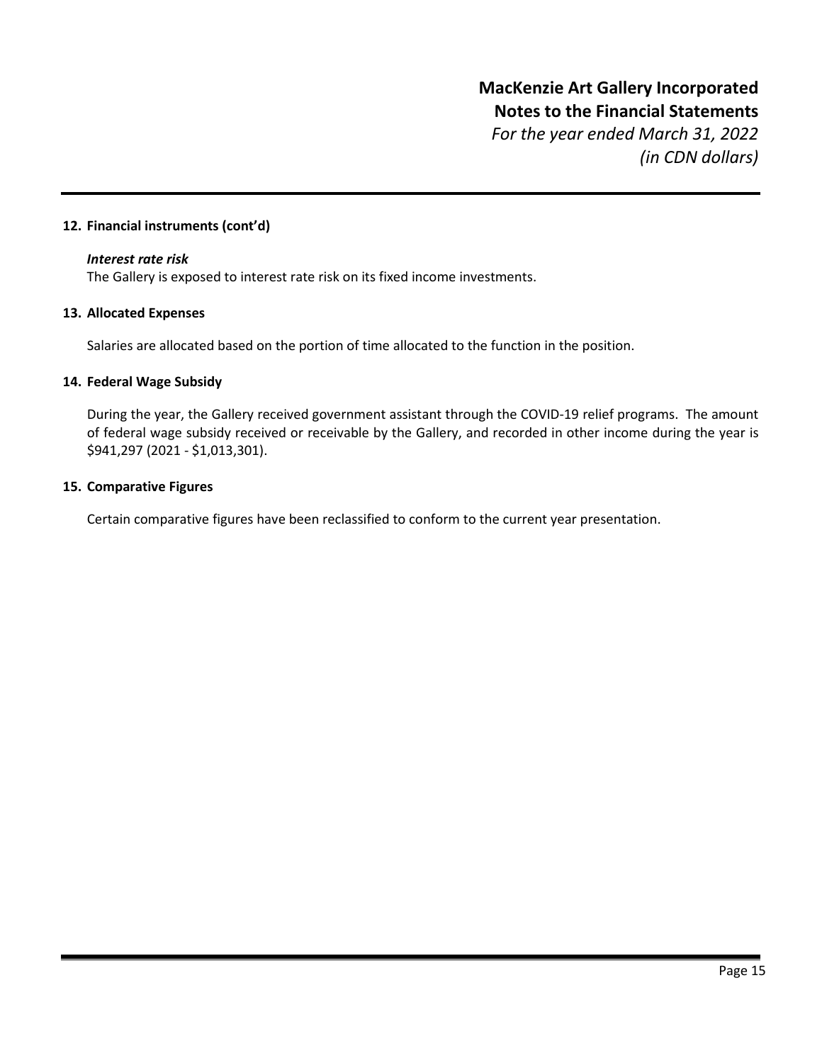## 12. Financial instruments (cont'd)

***Interest rate risk***

The Gallery is exposed to interest rate risk on its fixed income investments.

## 13. Allocated Expenses

Salaries are allocated based on the portion of time allocated to the function in the position.

## 14. Federal Wage Subsidy

During the year, the Gallery received government assistant through the COVID-19 relief programs. The amount of federal wage subsidy received or receivable by the Gallery, and recorded in other income during the year is $941,297 (2021 - $1,013,301).

## 15. Comparative Figures

Certain comparative figures have been reclassified to conform to the current year presentation.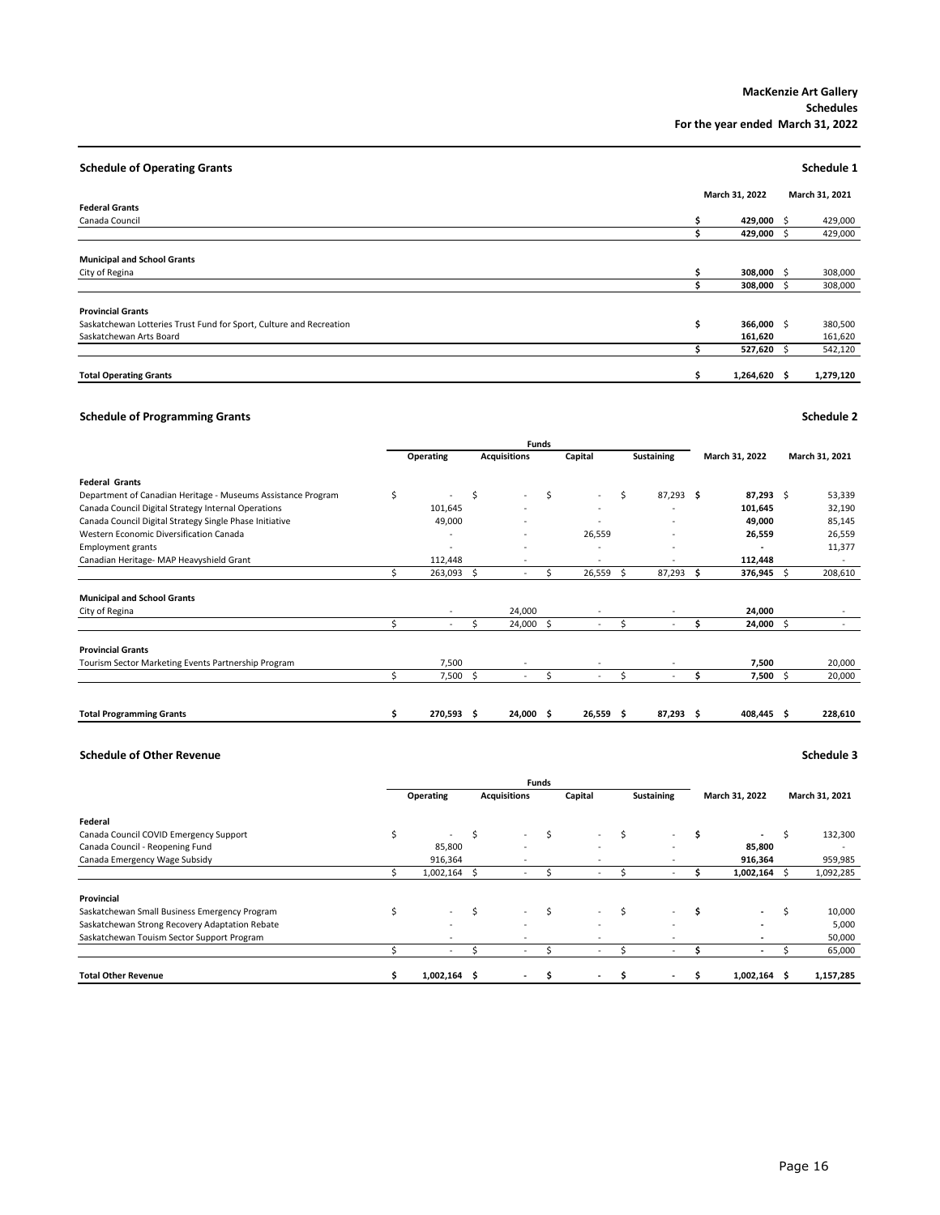**MacKenzie Art Gallery**
**Schedules**
**For the year ended March 31, 2022**

## Schedule of Operating Grants

**Schedule 1**

| | March 31, 2022 | March 31, 2021 |
|---|---|---|
| **Federal Grants** | | |
| Canada Council | $ **429,000** | $ 429,000 |
| | $ **429,000** | $ 429,000 |
| **Municipal and School Grants** | | |
| City of Regina | $ **308,000** | $ 308,000 |
| | $ **308,000** | $ 308,000 |
| **Provincial Grants** | | |
| Saskatchewan Lotteries Trust Fund for Sport, Culture and Recreation | $ **366,000** | $ 380,500 |
| Saskatchewan Arts Board | **161,620** | 161,620 |
| | $ **527,620** | $ 542,120 |
| **Total Operating Grants** | $ **1,264,620** | $ **1,279,120** |

## Schedule of Programming Grants

**Schedule 2**

| | Funds | | | | | |
|---|---|---|---|---|---|---|
| | Operating | Acquisitions | Capital | Sustaining | March 31, 2022 | March 31, 2021 |
| **Federal Grants** | | | | | | |
| Department of Canadian Heritage - Museums Assistance Program | $ - | $ - | $ - | $ 87,293 | $ **87,293** | $ 53,339 |
| Canada Council Digital Strategy Internal Operations | 101,645 | - | - | - | **101,645** | 32,190 |
| Canada Council Digital Strategy Single Phase Initiative | 49,000 | - | - | - | **49,000** | 85,145 |
| Western Economic Diversification Canada | - | - | 26,559 | - | **26,559** | 26,559 |
| Employment grants | - | - | - | - | **-** | 11,377 |
| Canadian Heritage- MAP Heavyshield Grant | 112,448 | - | - | - | **112,448** | - |
| | $ 263,093 | $ - | $ 26,559 | $ 87,293 | $ **376,945** | $ 208,610 |
| **Municipal and School Grants** | | | | | | |
| City of Regina | - | 24,000 | - | - | **24,000** | - |
| | $ - | $ 24,000 | $ - | $ - | $ **24,000** | $ - |
| **Provincial Grants** | | | | | | |
| Tourism Sector Marketing Events Partnership Program | 7,500 | - | - | - | **7,500** | 20,000 |
| | $ 7,500 | $ - | $ - | $ - | $ **7,500** | $ 20,000 |
| **Total Programming Grants** | $ **270,593** | $ **24,000** | $ **26,559** | $ **87,293** | $ **408,445** | $ **228,610** |

## Schedule of Other Revenue

**Schedule 3**

| | Funds | | | | | |
|---|---|---|---|---|---|---|
| | Operating | Acquisitions | Capital | Sustaining | March 31, 2022 | March 31, 2021 |
| **Federal** | | | | | | |
| Canada Council COVID Emergency Support | $ - | $ - | $ - | $ - | $ **-** | $ 132,300 |
| Canada Council - Reopening Fund | 85,800 | - | - | - | **85,800** | - |
| Canada Emergency Wage Subsidy | 916,364 | - | - | - | **916,364** | 959,985 |
| | $ 1,002,164 | $ - | $ - | $ - | $ **1,002,164** | $ 1,092,285 |
| **Provincial** | | | | | | |
| Saskatchewan Small Business Emergency Program | $ - | $ - | $ - | $ - | $ **-** | $ 10,000 |
| Saskatchewan Strong Recovery Adaptation Rebate | - | - | - | - | **-** | 5,000 |
| Saskatchewan Touism Sector Support Program | - | - | - | - | **-** | 50,000 |
| | $ - | $ - | $ - | $ - | $ **-** | $ 65,000 |
| **Total Other Revenue** | $ **1,002,164** | $ **-** | $ **-** | $ **-** | $ **1,002,164** | $ **1,157,285** |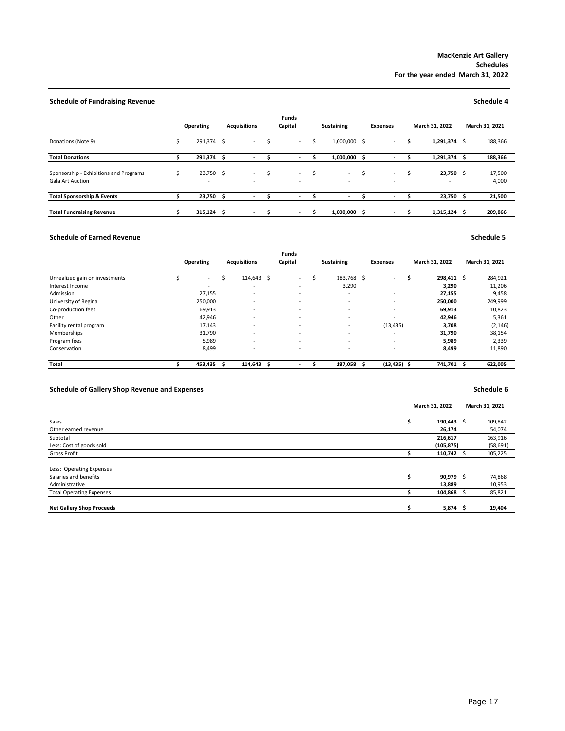**MacKenzie Art Gallery**
**Schedules**
**For the year ended March 31, 2022**

## Schedule of Fundraising Revenue

Schedule 4

| | Funds | | | | | | |
|---|---|---|---|---|---|---|---|
| | Operating | Acquisitions | Capital | Sustaining | Expenses | March 31, 2022 | March 31, 2021 |
| Donations (Note 9) | $ 291,374 | $ - | $ - | $ 1,000,000 | $ - | **$ 1,291,374** | $ 188,366 |
| **Total Donations** | **$ 291,374** | **$ -** | **$ -** | **$ 1,000,000** | **$ -** | **$ 1,291,374** | **$ 188,366** |
| Sponsorship - Exhibitions and Programs | $ 23,750 | $ - | $ - | $ - | $ - | **$ 23,750** | $ 17,500 |
| Gala Art Auction | - | - | - | - | - | - | 4,000 |
| **Total Sponsorship & Events** | **$ 23,750** | **$ -** | **$ -** | **$ -** | **$ -** | **$ 23,750** | **$ 21,500** |
| **Total Fundraising Revenue** | **$ 315,124** | **$ -** | **$ -** | **$ 1,000,000** | **$ -** | **$ 1,315,124** | **$ 209,866** |

## Schedule of Earned Revenue

Schedule 5

| | Funds | | | | | | |
|---|---|---|---|---|---|---|---|
| | Operating | Acquisitions | Capital | Sustaining | Expenses | March 31, 2022 | March 31, 2021 |
| Unrealized gain on investments | $ - | $ 114,643 | $ - | $ 183,768 | $ - | **$ 298,411** | $ 284,921 |
| Interest Income | - | - | - | 3,290 | | **3,290** | 11,206 |
| Admission | 27,155 | - | - | - | - | **27,155** | 9,458 |
| University of Regina | 250,000 | - | - | - | - | **250,000** | 249,999 |
| Co-production fees | 69,913 | - | - | - | - | **69,913** | 10,823 |
| Other | 42,946 | - | - | - | - | **42,946** | 5,361 |
| Facility rental program | 17,143 | - | - | - | (13,435) | **3,708** | (2,146) |
| Memberships | 31,790 | - | - | - | - | **31,790** | 38,154 |
| Program fees | 5,989 | - | - | - | - | **5,989** | 2,339 |
| Conservation | 8,499 | - | - | - | - | **8,499** | 11,890 |
| **Total** | **$ 453,435** | **$ 114,643** | **$ -** | **$ 187,058** | **$ (13,435)** | **$ 741,701** | **$ 622,005** |

## Schedule of Gallery Shop Revenue and Expenses

Schedule 6

| | March 31, 2022 | March 31, 2021 |
|---|---|---|
| Sales | **$ 190,443** | $ 109,842 |
| Other earned revenue | **26,174** | 54,074 |
| Subtotal | **216,617** | 163,916 |
| Less: Cost of goods sold | **(105,875)** | (58,691) |
| Gross Profit | **$ 110,742** | $ 105,225 |
| Less: Operating Expenses | | |
| Salaries and benefits | **$ 90,979** | $ 74,868 |
| Administrative | **13,889** | 10,953 |
| Total Operating Expenses | **$ 104,868** | $ 85,821 |
| **Net Gallery Shop Proceeds** | **$ 5,874** | **$ 19,404** |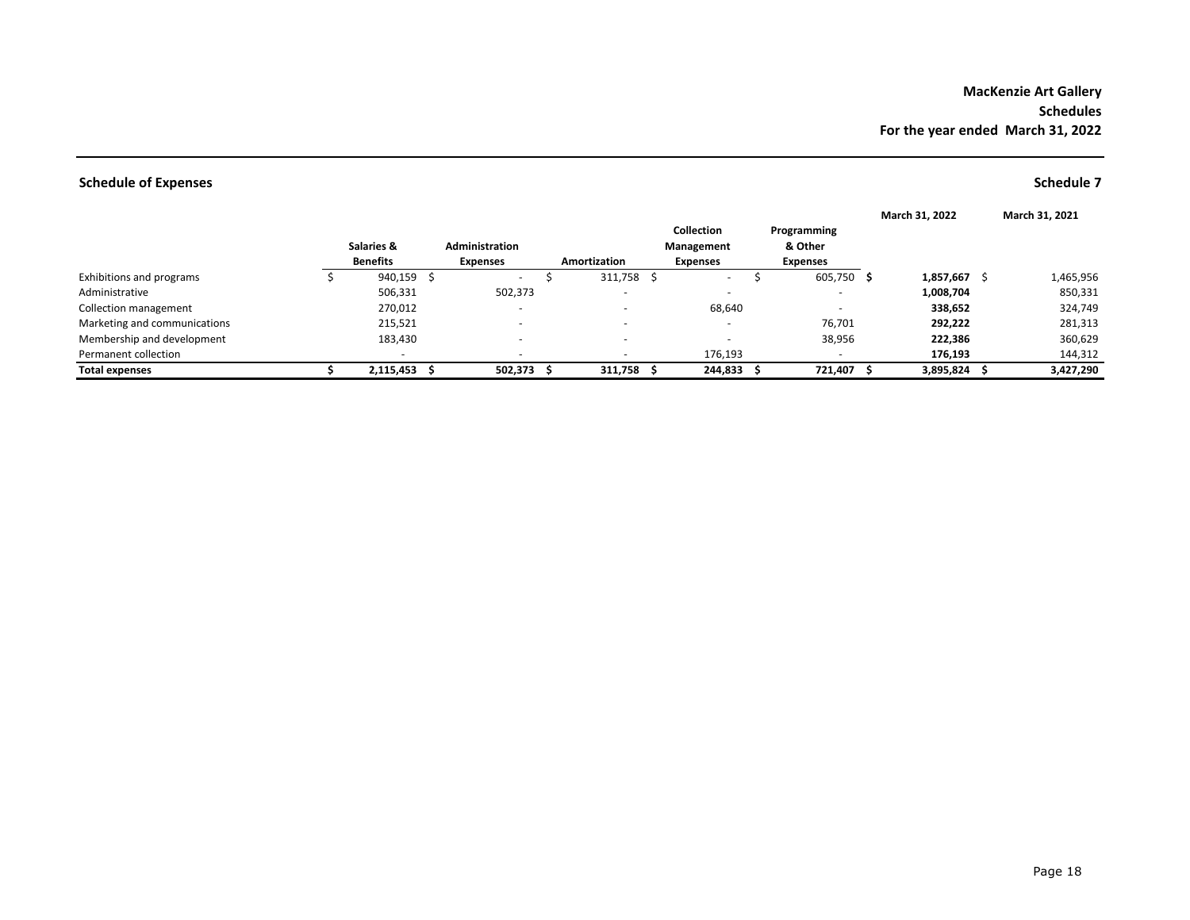**MacKenzie Art Gallery**
**Schedules**
**For the year ended March 31, 2022**

## Schedule of Expenses

**Schedule 7**

| | Salaries & Benefits | Administration Expenses | Amortization | Collection Management Expenses | Programming & Other Expenses | March 31, 2022 | March 31, 2021 |
|---|---|---|---|---|---|---|---|
| Exhibitions and programs | $ 940,159 | $ - | $ 311,758 | $ - | $ 605,750 | **$ 1,857,667** | $ 1,465,956 |
| Administrative | 506,331 | 502,373 | - | - | - | **1,008,704** | 850,331 |
| Collection management | 270,012 | - | - | 68,640 | - | **338,652** | 324,749 |
| Marketing and communications | 215,521 | - | - | - | 76,701 | **292,222** | 281,313 |
| Membership and development | 183,430 | - | - | - | 38,956 | **222,386** | 360,629 |
| Permanent collection | - | - | - | 176,193 | - | **176,193** | 144,312 |
| **Total expenses** | **$ 2,115,453** | **$ 502,373** | **$ 311,758** | **$ 244,833** | **$ 721,407** | **$ 3,895,824** | **$ 3,427,290** |